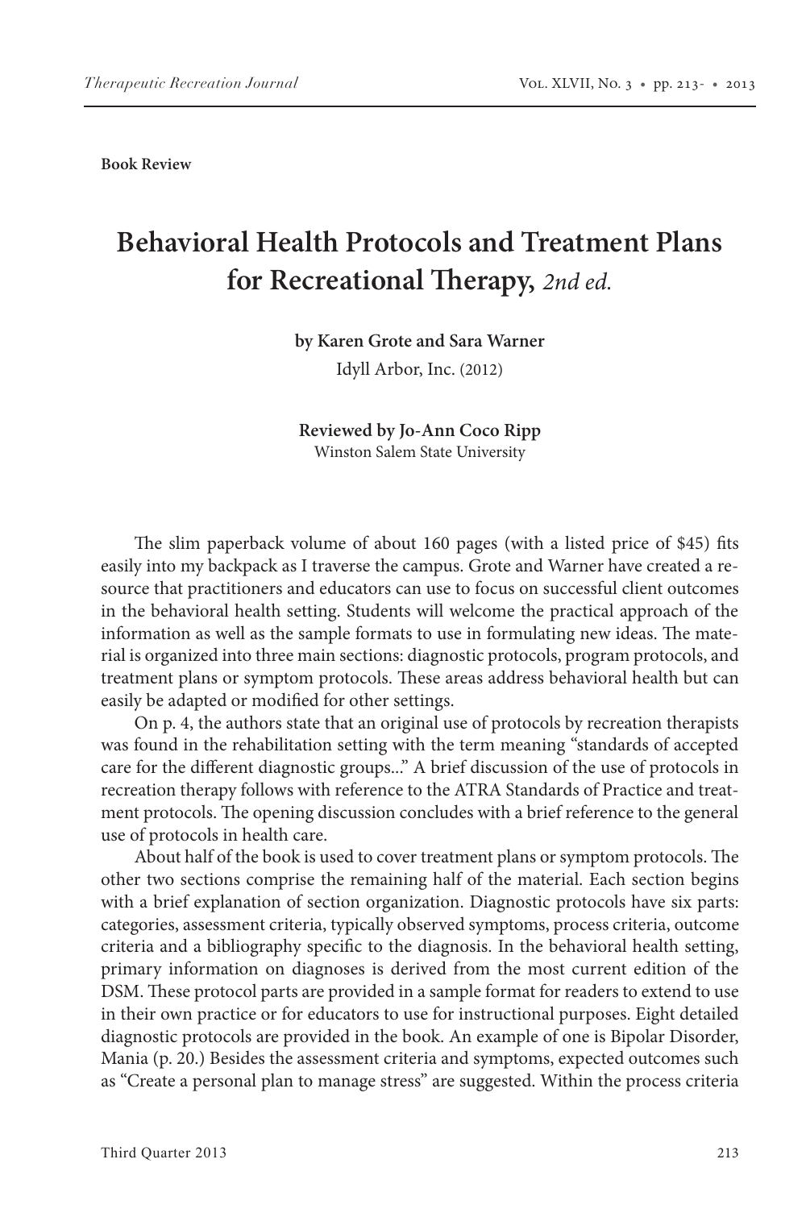Book Review

# Behavioral Health Protocols and Treatment Plans for Recreational Therapy, *2nd ed.*

**by Karen Grote and Sara Warner**

Idyll Arbor, Inc. (2012)

**Reviewed by Jo-Ann Coco Ripp**

Winston Salem State University

The slim paperback volume of about 160 pages (with a listed price of $45) fits easily into my backpack as I traverse the campus. Grote and Warner have created a resource that practitioners and educators can use to focus on successful client outcomes in the behavioral health setting. Students will welcome the practical approach of the information as well as the sample formats to use in formulating new ideas. The material is organized into three main sections: diagnostic protocols, program protocols, and treatment plans or symptom protocols. These areas address behavioral health but can easily be adapted or modified for other settings.

On p. 4, the authors state that an original use of protocols by recreation therapists was found in the rehabilitation setting with the term meaning "standards of accepted care for the different diagnostic groups..." A brief discussion of the use of protocols in recreation therapy follows with reference to the ATRA Standards of Practice and treatment protocols. The opening discussion concludes with a brief reference to the general use of protocols in health care.

About half of the book is used to cover treatment plans or symptom protocols. The other two sections comprise the remaining half of the material. Each section begins with a brief explanation of section organization. Diagnostic protocols have six parts: categories, assessment criteria, typically observed symptoms, process criteria, outcome criteria and a bibliography specific to the diagnosis. In the behavioral health setting, primary information on diagnoses is derived from the most current edition of the DSM. These protocol parts are provided in a sample format for readers to extend to use in their own practice or for educators to use for instructional purposes. Eight detailed diagnostic protocols are provided in the book. An example of one is Bipolar Disorder, Mania (p. 20.) Besides the assessment criteria and symptoms, expected outcomes such as "Create a personal plan to manage stress" are suggested. Within the process criteria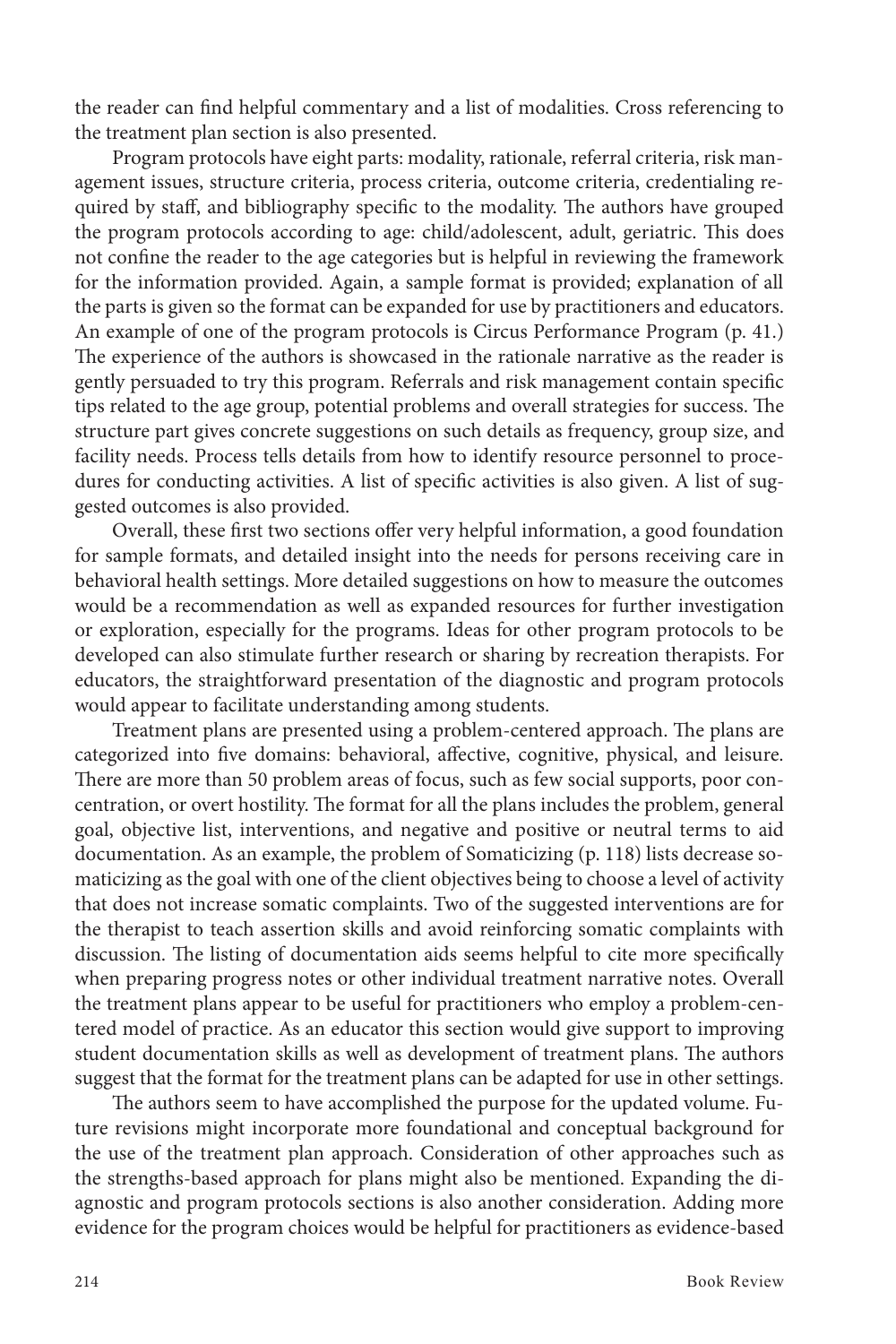the reader can find helpful commentary and a list of modalities. Cross referencing to the treatment plan section is also presented.

Program protocols have eight parts: modality, rationale, referral criteria, risk management issues, structure criteria, process criteria, outcome criteria, credentialing required by staff, and bibliography specific to the modality. The authors have grouped the program protocols according to age: child/adolescent, adult, geriatric. This does not confine the reader to the age categories but is helpful in reviewing the framework for the information provided. Again, a sample format is provided; explanation of all the parts is given so the format can be expanded for use by practitioners and educators. An example of one of the program protocols is Circus Performance Program (p. 41.) The experience of the authors is showcased in the rationale narrative as the reader is gently persuaded to try this program. Referrals and risk management contain specific tips related to the age group, potential problems and overall strategies for success. The structure part gives concrete suggestions on such details as frequency, group size, and facility needs. Process tells details from how to identify resource personnel to procedures for conducting activities. A list of specific activities is also given. A list of suggested outcomes is also provided.

Overall, these first two sections offer very helpful information, a good foundation for sample formats, and detailed insight into the needs for persons receiving care in behavioral health settings. More detailed suggestions on how to measure the outcomes would be a recommendation as well as expanded resources for further investigation or exploration, especially for the programs. Ideas for other program protocols to be developed can also stimulate further research or sharing by recreation therapists. For educators, the straightforward presentation of the diagnostic and program protocols would appear to facilitate understanding among students.

Treatment plans are presented using a problem-centered approach. The plans are categorized into five domains: behavioral, affective, cognitive, physical, and leisure. There are more than 50 problem areas of focus, such as few social supports, poor concentration, or overt hostility. The format for all the plans includes the problem, general goal, objective list, interventions, and negative and positive or neutral terms to aid documentation. As an example, the problem of Somaticizing (p. 118) lists decrease somaticizing as the goal with one of the client objectives being to choose a level of activity that does not increase somatic complaints. Two of the suggested interventions are for the therapist to teach assertion skills and avoid reinforcing somatic complaints with discussion. The listing of documentation aids seems helpful to cite more specifically when preparing progress notes or other individual treatment narrative notes. Overall the treatment plans appear to be useful for practitioners who employ a problem-centered model of practice. As an educator this section would give support to improving student documentation skills as well as development of treatment plans. The authors suggest that the format for the treatment plans can be adapted for use in other settings.

The authors seem to have accomplished the purpose for the updated volume. Future revisions might incorporate more foundational and conceptual background for the use of the treatment plan approach. Consideration of other approaches such as the strengths-based approach for plans might also be mentioned. Expanding the diagnostic and program protocols sections is also another consideration. Adding more evidence for the program choices would be helpful for practitioners as evidence-based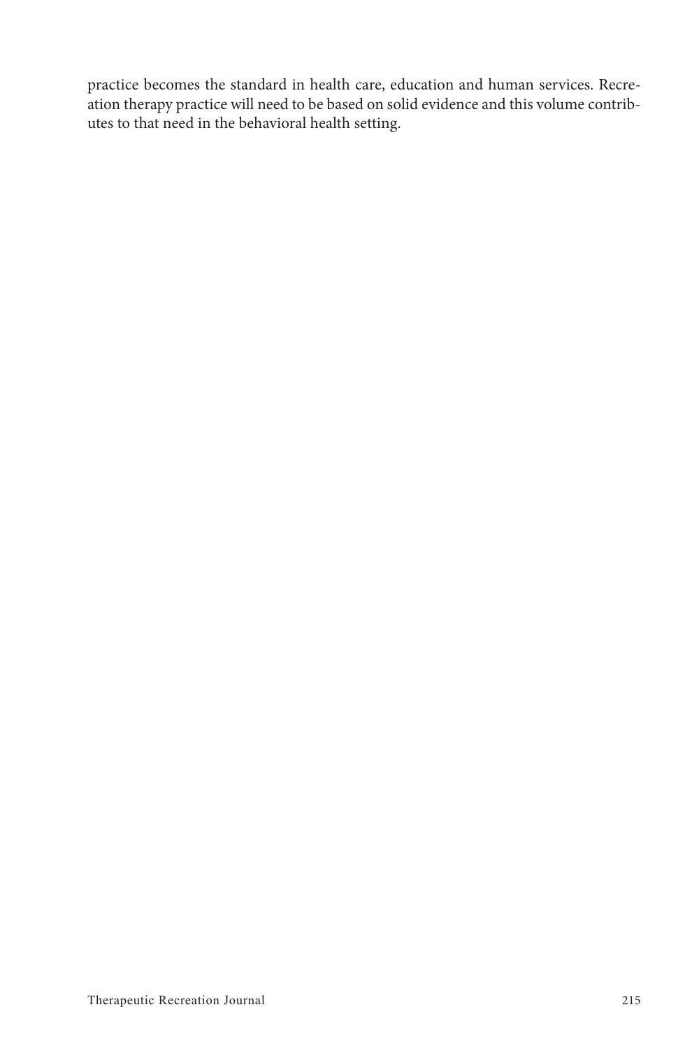practice becomes the standard in health care, education and human services. Recreation therapy practice will need to be based on solid evidence and this volume contributes to that need in the behavioral health setting.